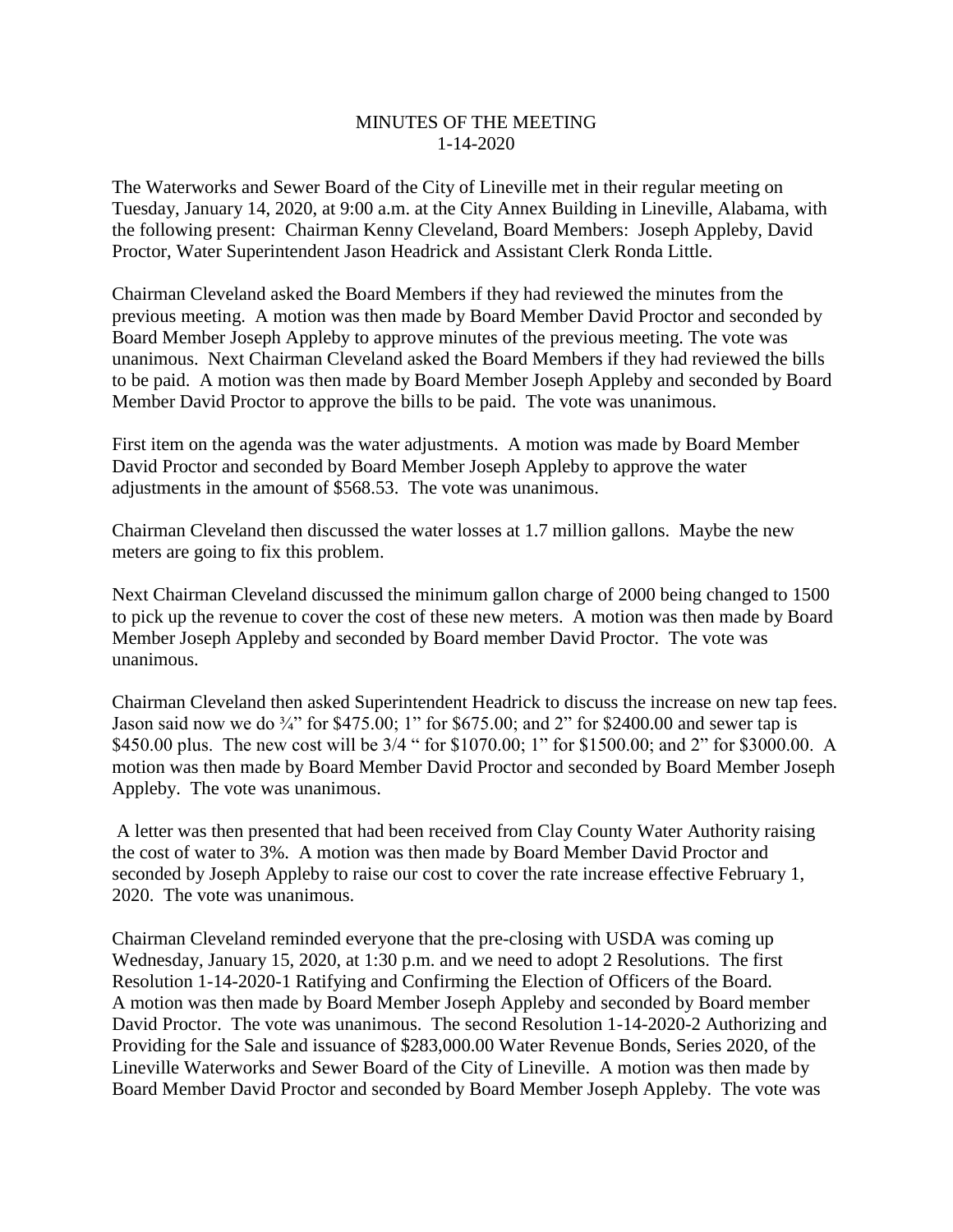# MINUTES OF THE MEETING
# 1-14-2020

The Waterworks and Sewer Board of the City of Lineville met in their regular meeting on Tuesday, January 14, 2020, at 9:00 a.m. at the City Annex Building in Lineville, Alabama, with the following present: Chairman Kenny Cleveland, Board Members: Joseph Appleby, David Proctor, Water Superintendent Jason Headrick and Assistant Clerk Ronda Little.

Chairman Cleveland asked the Board Members if they had reviewed the minutes from the previous meeting. A motion was then made by Board Member David Proctor and seconded by Board Member Joseph Appleby to approve minutes of the previous meeting. The vote was unanimous. Next Chairman Cleveland asked the Board Members if they had reviewed the bills to be paid. A motion was then made by Board Member Joseph Appleby and seconded by Board Member David Proctor to approve the bills to be paid. The vote was unanimous.

First item on the agenda was the water adjustments. A motion was made by Board Member David Proctor and seconded by Board Member Joseph Appleby to approve the water adjustments in the amount of $568.53. The vote was unanimous.

Chairman Cleveland then discussed the water losses at 1.7 million gallons. Maybe the new meters are going to fix this problem.

Next Chairman Cleveland discussed the minimum gallon charge of 2000 being changed to 1500 to pick up the revenue to cover the cost of these new meters. A motion was then made by Board Member Joseph Appleby and seconded by Board member David Proctor. The vote was unanimous.

Chairman Cleveland then asked Superintendent Headrick to discuss the increase on new tap fees. Jason said now we do ¾" for $475.00; 1" for $675.00; and 2" for $2400.00 and sewer tap is $450.00 plus. The new cost will be 3/4 " for $1070.00; 1" for $1500.00; and 2" for $3000.00. A motion was then made by Board Member David Proctor and seconded by Board Member Joseph Appleby. The vote was unanimous.

A letter was then presented that had been received from Clay County Water Authority raising the cost of water to 3%. A motion was then made by Board Member David Proctor and seconded by Joseph Appleby to raise our cost to cover the rate increase effective February 1, 2020. The vote was unanimous.

Chairman Cleveland reminded everyone that the pre-closing with USDA was coming up Wednesday, January 15, 2020, at 1:30 p.m. and we need to adopt 2 Resolutions. The first Resolution 1-14-2020-1 Ratifying and Confirming the Election of Officers of the Board. A motion was then made by Board Member Joseph Appleby and seconded by Board member David Proctor. The vote was unanimous. The second Resolution 1-14-2020-2 Authorizing and Providing for the Sale and issuance of $283,000.00 Water Revenue Bonds, Series 2020, of the Lineville Waterworks and Sewer Board of the City of Lineville. A motion was then made by Board Member David Proctor and seconded by Board Member Joseph Appleby. The vote was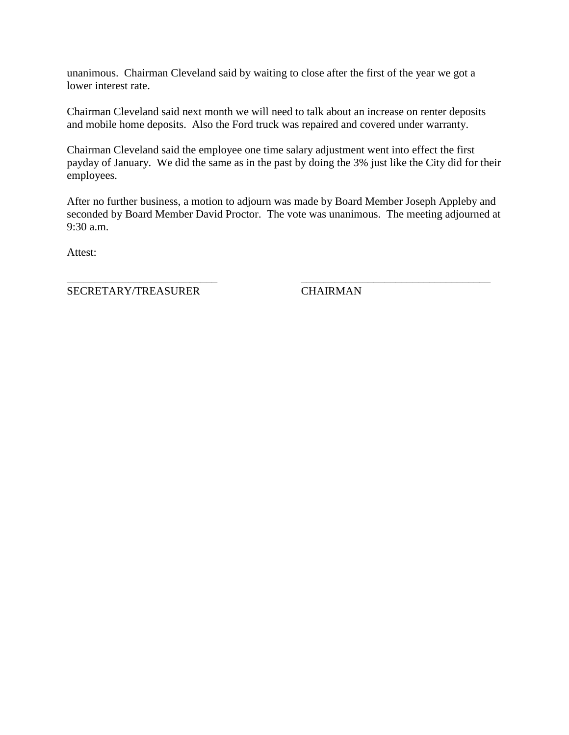unanimous. Chairman Cleveland said by waiting to close after the first of the year we got a lower interest rate.

Chairman Cleveland said next month we will need to talk about an increase on renter deposits and mobile home deposits. Also the Ford truck was repaired and covered under warranty.

Chairman Cleveland said the employee one time salary adjustment went into effect the first payday of January. We did the same as in the past by doing the 3% just like the City did for their employees.

After no further business, a motion to adjourn was made by Board Member Joseph Appleby and seconded by Board Member David Proctor. The vote was unanimous. The meeting adjourned at 9:30 a.m.

Attest:

| | |
|---|---|
| ___________________________ | __________________________________ |
| SECRETARY/TREASURER | CHAIRMAN |